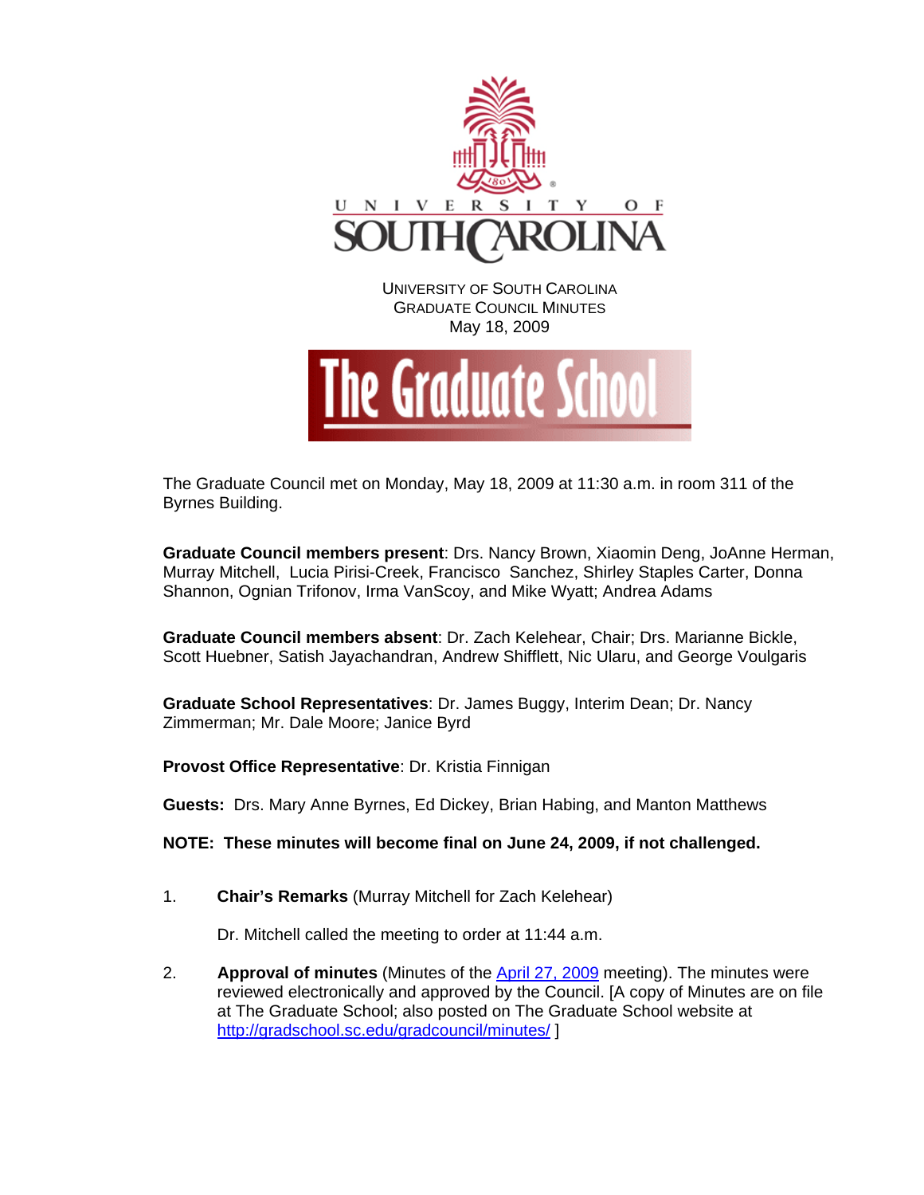UNIVERSITY OF SOUTH CAROLINA
GRADUATE COUNCIL MINUTES
May 18, 2009

The Graduate School

The Graduate Council met on Monday, May 18, 2009 at 11:30 a.m. in room 311 of the Byrnes Building.

**Graduate Council members present**: Drs. Nancy Brown, Xiaomin Deng, JoAnne Herman, Murray Mitchell, Lucia Pirisi-Creek, Francisco Sanchez, Shirley Staples Carter, Donna Shannon, Ognian Trifonov, Irma VanScoy, and Mike Wyatt; Andrea Adams

**Graduate Council members absent**: Dr. Zach Kelehear, Chair; Drs. Marianne Bickle, Scott Huebner, Satish Jayachandran, Andrew Shifflett, Nic Ularu, and George Voulgaris

**Graduate School Representatives**: Dr. James Buggy, Interim Dean; Dr. Nancy Zimmerman; Mr. Dale Moore; Janice Byrd

**Provost Office Representative**: Dr. Kristia Finnigan

**Guests:** Drs. Mary Anne Byrnes, Ed Dickey, Brian Habing, and Manton Matthews

**NOTE: These minutes will become final on June 24, 2009, if not challenged.**

1. **Chair's Remarks** (Murray Mitchell for Zach Kelehear)

   Dr. Mitchell called the meeting to order at 11:44 a.m.

2. **Approval of minutes** (Minutes of the April 27, 2009 meeting). The minutes were reviewed electronically and approved by the Council. [A copy of Minutes are on file at The Graduate School; also posted on The Graduate School website at http://gradschool.sc.edu/gradcouncil/minutes/ ]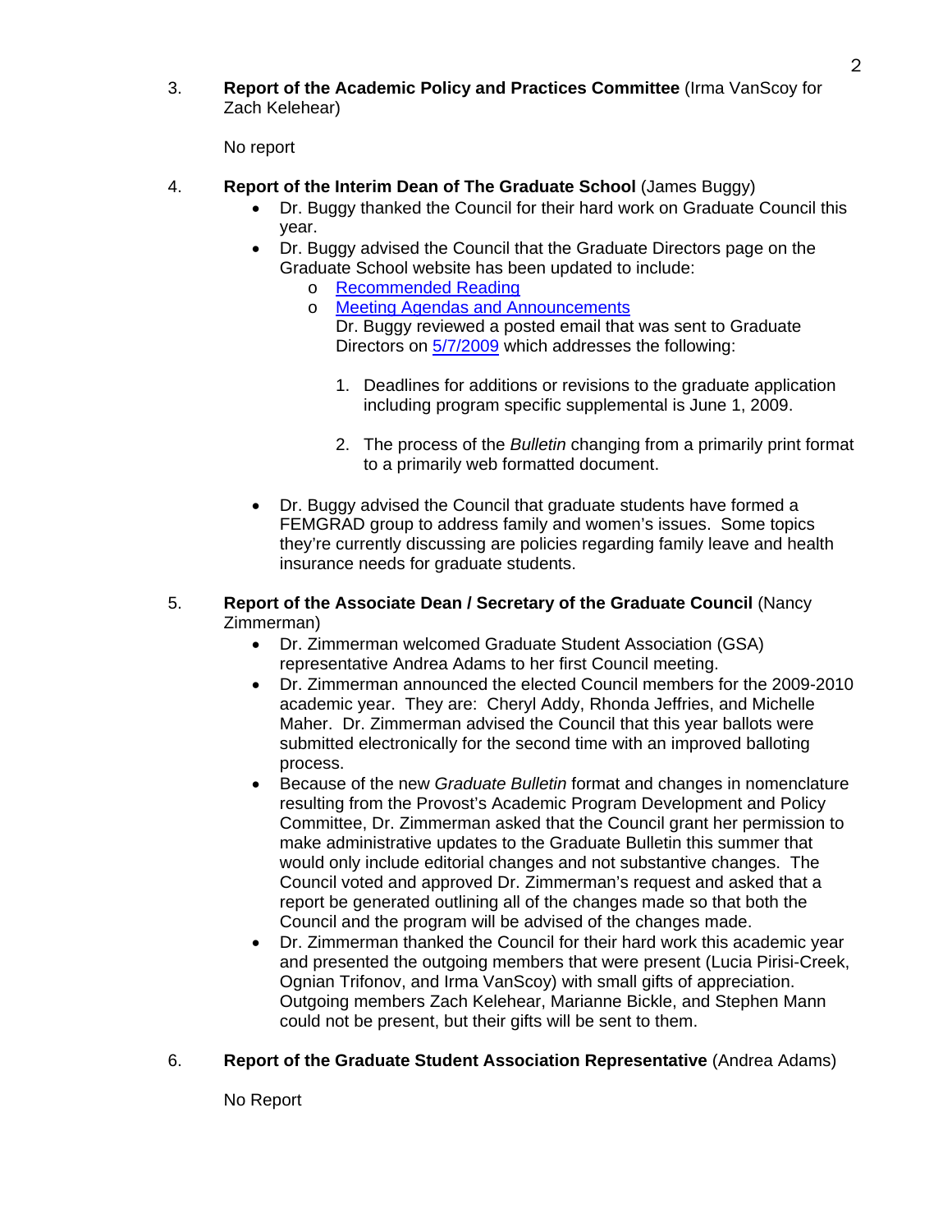3. **Report of the Academic Policy and Practices Committee** (Irma VanScoy for Zach Kelehear)

   No report

4. **Report of the Interim Dean of The Graduate School** (James Buggy)
   - Dr. Buggy thanked the Council for their hard work on Graduate Council this year.
   - Dr. Buggy advised the Council that the Graduate Directors page on the Graduate School website has been updated to include:
     - Recommended Reading
     - Meeting Agendas and Announcements

       Dr. Buggy reviewed a posted email that was sent to Graduate Directors on 5/7/2009 which addresses the following:

       1. Deadlines for additions or revisions to the graduate application including program specific supplemental is June 1, 2009.

       2. The process of the *Bulletin* changing from a primarily print format to a primarily web formatted document.

   - Dr. Buggy advised the Council that graduate students have formed a FEMGRAD group to address family and women's issues. Some topics they're currently discussing are policies regarding family leave and health insurance needs for graduate students.

5. **Report of the Associate Dean / Secretary of the Graduate Council** (Nancy Zimmerman)
   - Dr. Zimmerman welcomed Graduate Student Association (GSA) representative Andrea Adams to her first Council meeting.
   - Dr. Zimmerman announced the elected Council members for the 2009-2010 academic year. They are: Cheryl Addy, Rhonda Jeffries, and Michelle Maher. Dr. Zimmerman advised the Council that this year ballots were submitted electronically for the second time with an improved balloting process.
   - Because of the new *Graduate Bulletin* format and changes in nomenclature resulting from the Provost's Academic Program Development and Policy Committee, Dr. Zimmerman asked that the Council grant her permission to make administrative updates to the Graduate Bulletin this summer that would only include editorial changes and not substantive changes. The Council voted and approved Dr. Zimmerman's request and asked that a report be generated outlining all of the changes made so that both the Council and the program will be advised of the changes made.
   - Dr. Zimmerman thanked the Council for their hard work this academic year and presented the outgoing members that were present (Lucia Pirisi-Creek, Ognian Trifonov, and Irma VanScoy) with small gifts of appreciation. Outgoing members Zach Kelehear, Marianne Bickle, and Stephen Mann could not be present, but their gifts will be sent to them.

6. **Report of the Graduate Student Association Representative** (Andrea Adams)

   No Report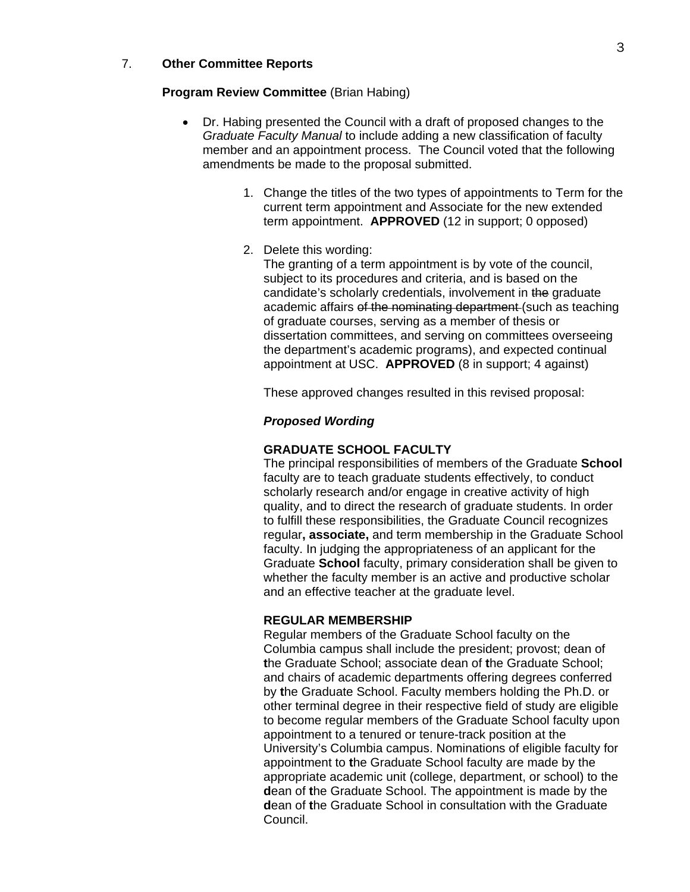7. **Other Committee Reports**

**Program Review Committee** (Brian Habing)

- Dr. Habing presented the Council with a draft of proposed changes to the *Graduate Faculty Manual* to include adding a new classification of faculty member and an appointment process. The Council voted that the following amendments be made to the proposal submitted.

  1. Change the titles of the two types of appointments to Term for the current term appointment and Associate for the new extended term appointment. **APPROVED** (12 in support; 0 opposed)

  2. Delete this wording:
     The granting of a term appointment is by vote of the council, subject to its procedures and criteria, and is based on the candidate's scholarly credentials, involvement in ~~the~~ graduate academic affairs ~~of the nominating department~~ (such as teaching of graduate courses, serving as a member of thesis or dissertation committees, and serving on committees overseeing the department's academic programs), and expected continual appointment at USC. **APPROVED** (8 in support; 4 against)

     These approved changes resulted in this revised proposal:

     ***Proposed Wording***

     **GRADUATE SCHOOL FACULTY**
     The principal responsibilities of members of the Graduate **School** faculty are to teach graduate students effectively, to conduct scholarly research and/or engage in creative activity of high quality, and to direct the research of graduate students. In order to fulfill these responsibilities, the Graduate Council recognizes regular**, associate,** and term membership in the Graduate School faculty. In judging the appropriateness of an applicant for the Graduate **School** faculty, primary consideration shall be given to whether the faculty member is an active and productive scholar and an effective teacher at the graduate level.

     **REGULAR MEMBERSHIP**
     Regular members of the Graduate School faculty on the Columbia campus shall include the president; provost; dean of **t**he Graduate School; associate dean of **t**he Graduate School; and chairs of academic departments offering degrees conferred by **t**he Graduate School. Faculty members holding the Ph.D. or other terminal degree in their respective field of study are eligible to become regular members of the Graduate School faculty upon appointment to a tenured or tenure-track position at the University's Columbia campus. Nominations of eligible faculty for appointment to **t**he Graduate School faculty are made by the appropriate academic unit (college, department, or school) to the **d**ean of **t**he Graduate School. The appointment is made by the **d**ean of **t**he Graduate School in consultation with the Graduate Council.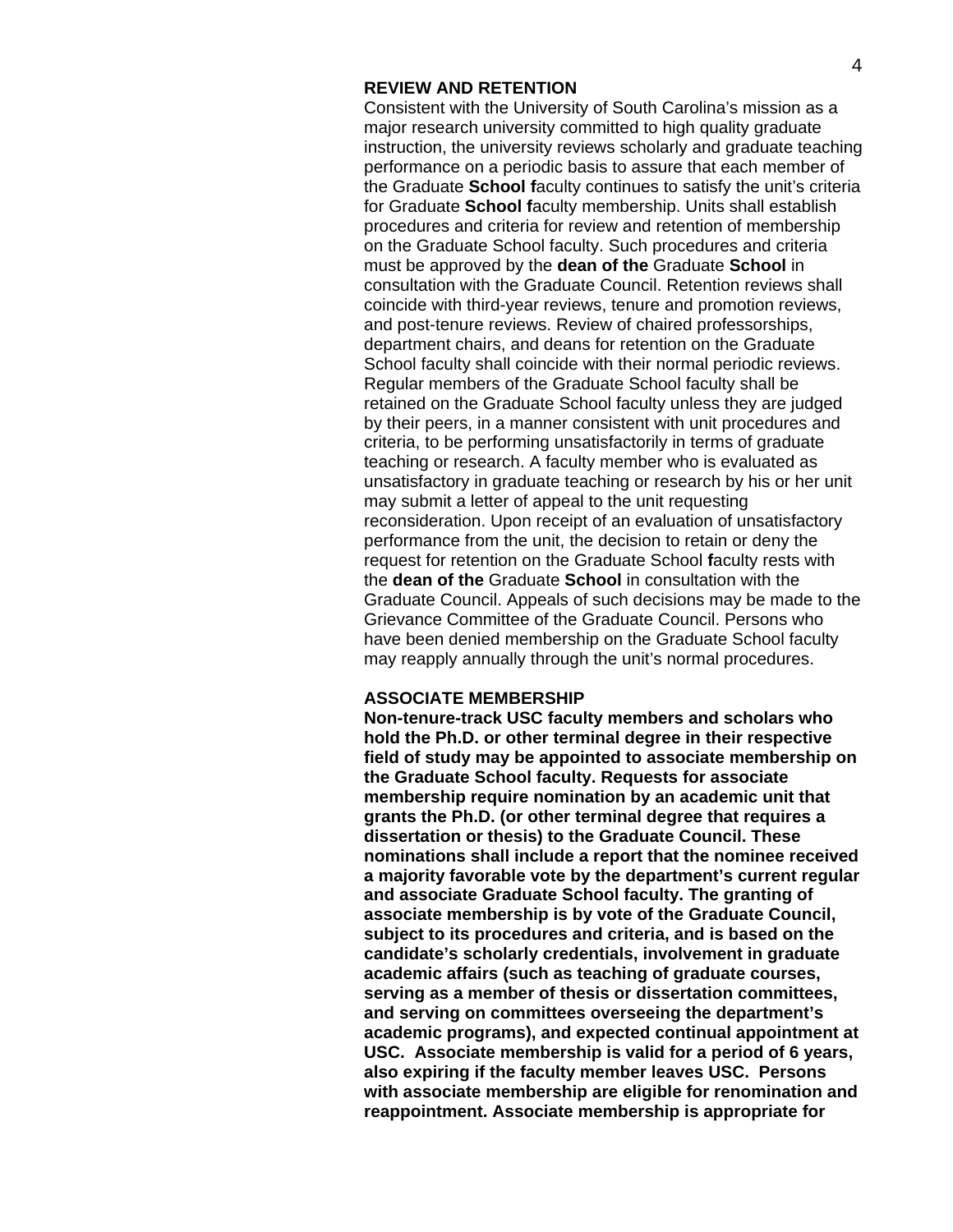**REVIEW AND RETENTION**

Consistent with the University of South Carolina's mission as a major research university committed to high quality graduate instruction, the university reviews scholarly and graduate teaching performance on a periodic basis to assure that each member of the Graduate **School f**aculty continues to satisfy the unit's criteria for Graduate **School f**aculty membership. Units shall establish procedures and criteria for review and retention of membership on the Graduate School faculty. Such procedures and criteria must be approved by the **dean of the** Graduate **School** in consultation with the Graduate Council. Retention reviews shall coincide with third-year reviews, tenure and promotion reviews, and post-tenure reviews. Review of chaired professorships, department chairs, and deans for retention on the Graduate School faculty shall coincide with their normal periodic reviews. Regular members of the Graduate School faculty shall be retained on the Graduate School faculty unless they are judged by their peers, in a manner consistent with unit procedures and criteria, to be performing unsatisfactorily in terms of graduate teaching or research. A faculty member who is evaluated as unsatisfactory in graduate teaching or research by his or her unit may submit a letter of appeal to the unit requesting reconsideration. Upon receipt of an evaluation of unsatisfactory performance from the unit, the decision to retain or deny the request for retention on the Graduate School **f**aculty rests with the **dean of the** Graduate **School** in consultation with the Graduate Council. Appeals of such decisions may be made to the Grievance Committee of the Graduate Council. Persons who have been denied membership on the Graduate School faculty may reapply annually through the unit's normal procedures.

**ASSOCIATE MEMBERSHIP**

**Non-tenure-track USC faculty members and scholars who hold the Ph.D. or other terminal degree in their respective field of study may be appointed to associate membership on the Graduate School faculty. Requests for associate membership require nomination by an academic unit that grants the Ph.D. (or other terminal degree that requires a dissertation or thesis) to the Graduate Council. These nominations shall include a report that the nominee received a majority favorable vote by the department's current regular and associate Graduate School faculty. The granting of associate membership is by vote of the Graduate Council, subject to its procedures and criteria, and is based on the candidate's scholarly credentials, involvement in graduate academic affairs (such as teaching of graduate courses, serving as a member of thesis or dissertation committees, and serving on committees overseeing the department's academic programs), and expected continual appointment at USC. Associate membership is valid for a period of 6 years, also expiring if the faculty member leaves USC. Persons with associate membership are eligible for renomination and reappointment. Associate membership is appropriate for**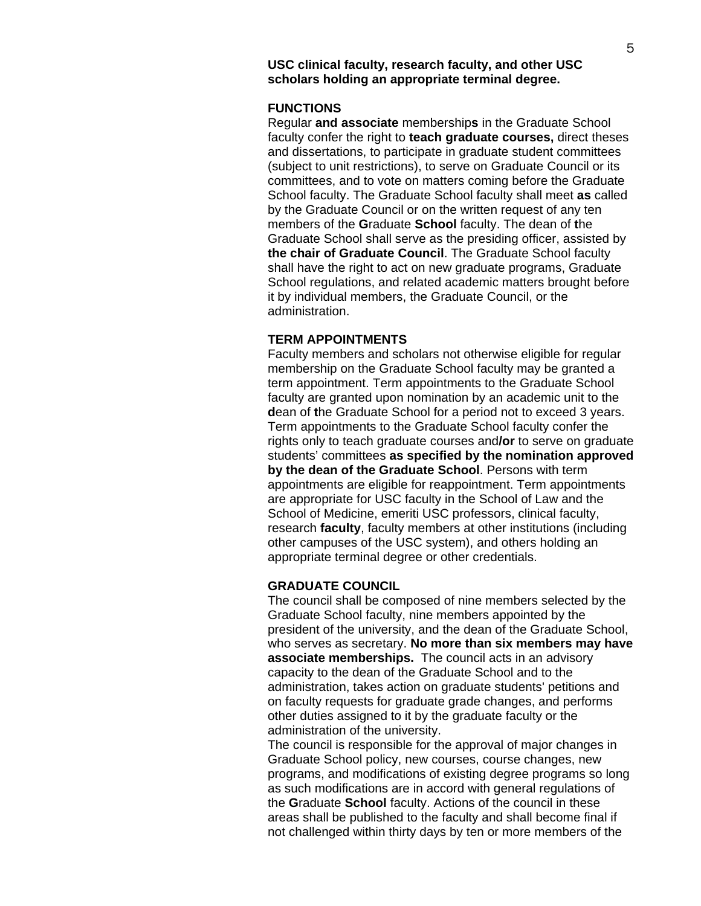**USC clinical faculty, research faculty, and other USC scholars holding an appropriate terminal degree.**

**FUNCTIONS**

Regular **and associate** membership**s** in the Graduate School faculty confer the right to **teach graduate courses,** direct theses and dissertations, to participate in graduate student committees (subject to unit restrictions), to serve on Graduate Council or its committees, and to vote on matters coming before the Graduate School faculty. The Graduate School faculty shall meet **as** called by the Graduate Council or on the written request of any ten members of the **G**raduate **School** faculty. The dean of **t**he Graduate School shall serve as the presiding officer, assisted by **the chair of Graduate Council**. The Graduate School faculty shall have the right to act on new graduate programs, Graduate School regulations, and related academic matters brought before it by individual members, the Graduate Council, or the administration.

**TERM APPOINTMENTS**

Faculty members and scholars not otherwise eligible for regular membership on the Graduate School faculty may be granted a term appointment. Term appointments to the Graduate School faculty are granted upon nomination by an academic unit to the **d**ean of **t**he Graduate School for a period not to exceed 3 years. Term appointments to the Graduate School faculty confer the rights only to teach graduate courses and**/or** to serve on graduate students' committees **as specified by the nomination approved by the dean of the Graduate School**. Persons with term appointments are eligible for reappointment. Term appointments are appropriate for USC faculty in the School of Law and the School of Medicine, emeriti USC professors, clinical faculty, research **faculty**, faculty members at other institutions (including other campuses of the USC system), and others holding an appropriate terminal degree or other credentials.

**GRADUATE COUNCIL**

The council shall be composed of nine members selected by the Graduate School faculty, nine members appointed by the president of the university, and the dean of the Graduate School, who serves as secretary. **No more than six members may have associate memberships.** The council acts in an advisory capacity to the dean of the Graduate School and to the administration, takes action on graduate students' petitions and on faculty requests for graduate grade changes, and performs other duties assigned to it by the graduate faculty or the administration of the university.

The council is responsible for the approval of major changes in Graduate School policy, new courses, course changes, new programs, and modifications of existing degree programs so long as such modifications are in accord with general regulations of the **G**raduate **School** faculty. Actions of the council in these areas shall be published to the faculty and shall become final if not challenged within thirty days by ten or more members of the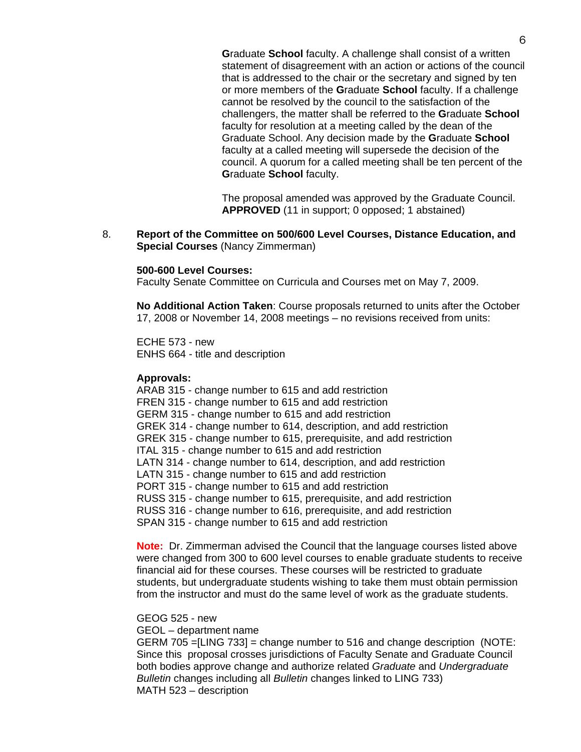**G**raduate **School** faculty. A challenge shall consist of a written statement of disagreement with an action or actions of the council that is addressed to the chair or the secretary and signed by ten or more members of the **G**raduate **School** faculty. If a challenge cannot be resolved by the council to the satisfaction of the challengers, the matter shall be referred to the **G**raduate **School** faculty for resolution at a meeting called by the dean of the Graduate School. Any decision made by the **G**raduate **School** faculty at a called meeting will supersede the decision of the council. A quorum for a called meeting shall be ten percent of the **G**raduate **School** faculty.

The proposal amended was approved by the Graduate Council. **APPROVED** (11 in support; 0 opposed; 1 abstained)

8. **Report of the Committee on 500/600 Level Courses, Distance Education, and Special Courses** (Nancy Zimmerman)

**500-600 Level Courses:**
Faculty Senate Committee on Curricula and Courses met on May 7, 2009.

**No Additional Action Taken**: Course proposals returned to units after the October 17, 2008 or November 14, 2008 meetings – no revisions received from units:

ECHE 573 - new
ENHS 664 - title and description

**Approvals:**
ARAB 315 - change number to 615 and add restriction
FREN 315 - change number to 615 and add restriction
GERM 315 - change number to 615 and add restriction
GREK 314 - change number to 614, description, and add restriction
GREK 315 - change number to 615, prerequisite, and add restriction
ITAL 315 - change number to 615 and add restriction
LATN 314 - change number to 614, description, and add restriction
LATN 315 - change number to 615 and add restriction
PORT 315 - change number to 615 and add restriction
RUSS 315 - change number to 615, prerequisite, and add restriction
RUSS 316 - change number to 616, prerequisite, and add restriction
SPAN 315 - change number to 615 and add restriction

**Note:** Dr. Zimmerman advised the Council that the language courses listed above were changed from 300 to 600 level courses to enable graduate students to receive financial aid for these courses. These courses will be restricted to graduate students, but undergraduate students wishing to take them must obtain permission from the instructor and must do the same level of work as the graduate students.

GEOG 525 - new
GEOL – department name
GERM 705 =[LING 733] = change number to 516 and change description (NOTE: Since this proposal crosses jurisdictions of Faculty Senate and Graduate Council both bodies approve change and authorize related *Graduate* and *Undergraduate Bulletin* changes including all *Bulletin* changes linked to LING 733)
MATH 523 – description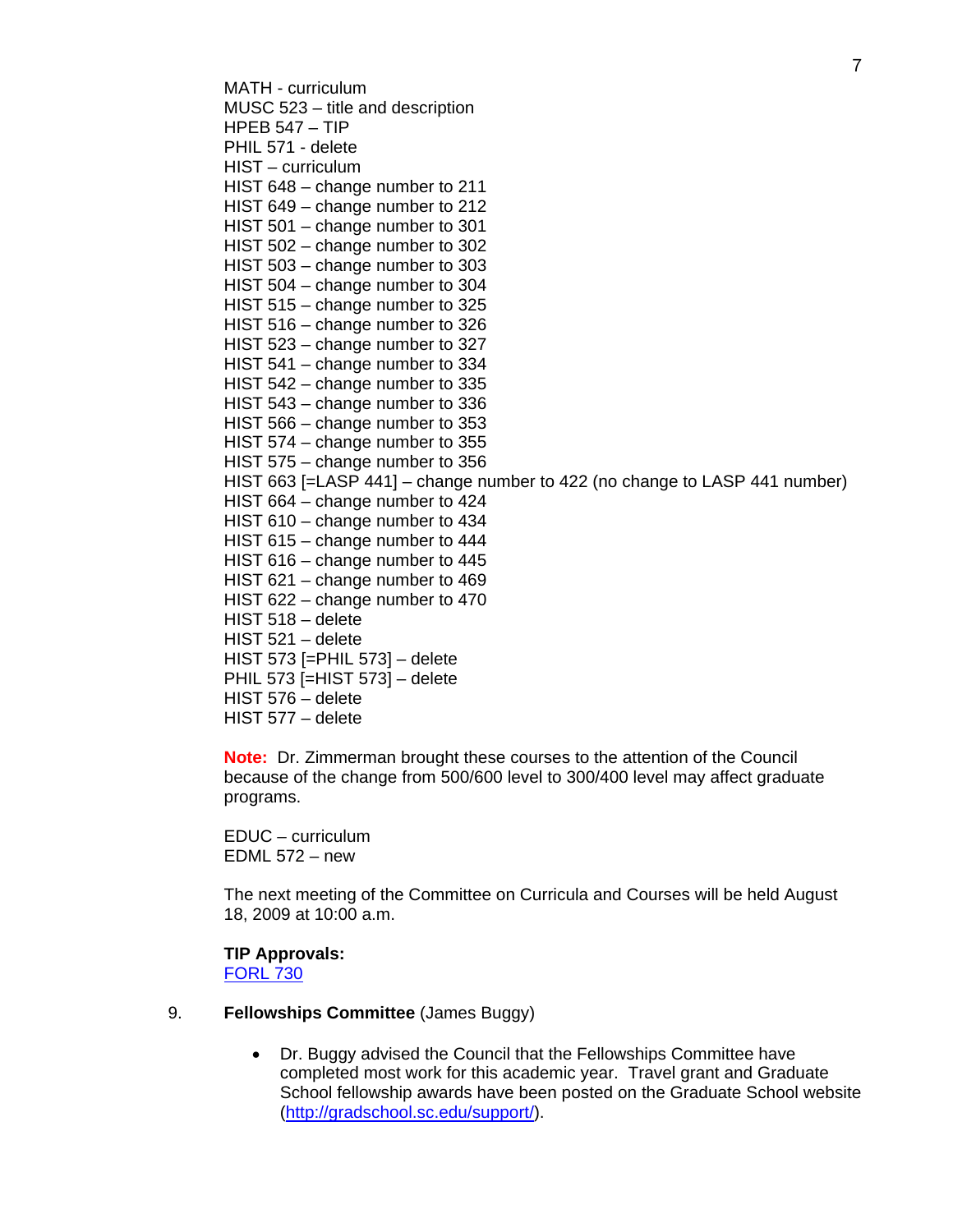MATH - curriculum
MUSC 523 – title and description
HPEB 547 – TIP
PHIL 571 - delete
HIST – curriculum
HIST 648 – change number to 211
HIST 649 – change number to 212
HIST 501 – change number to 301
HIST 502 – change number to 302
HIST 503 – change number to 303
HIST 504 – change number to 304
HIST 515 – change number to 325
HIST 516 – change number to 326
HIST 523 – change number to 327
HIST 541 – change number to 334
HIST 542 – change number to 335
HIST 543 – change number to 336
HIST 566 – change number to 353
HIST 574 – change number to 355
HIST 575 – change number to 356
HIST 663 [=LASP 441] – change number to 422 (no change to LASP 441 number)
HIST 664 – change number to 424
HIST 610 – change number to 434
HIST 615 – change number to 444
HIST 616 – change number to 445
HIST 621 – change number to 469
HIST 622 – change number to 470
HIST 518 – delete
HIST 521 – delete
HIST 573 [=PHIL 573] – delete
PHIL 573 [=HIST 573] – delete
HIST 576 – delete
HIST 577 – delete

**Note:** Dr. Zimmerman brought these courses to the attention of the Council because of the change from 500/600 level to 300/400 level may affect graduate programs.

EDUC – curriculum
EDML 572 – new

The next meeting of the Committee on Curricula and Courses will be held August 18, 2009 at 10:00 a.m.

**TIP Approvals:**
FORL 730

9. **Fellowships Committee** (James Buggy)

- Dr. Buggy advised the Council that the Fellowships Committee have completed most work for this academic year. Travel grant and Graduate School fellowship awards have been posted on the Graduate School website (http://gradschool.sc.edu/support/).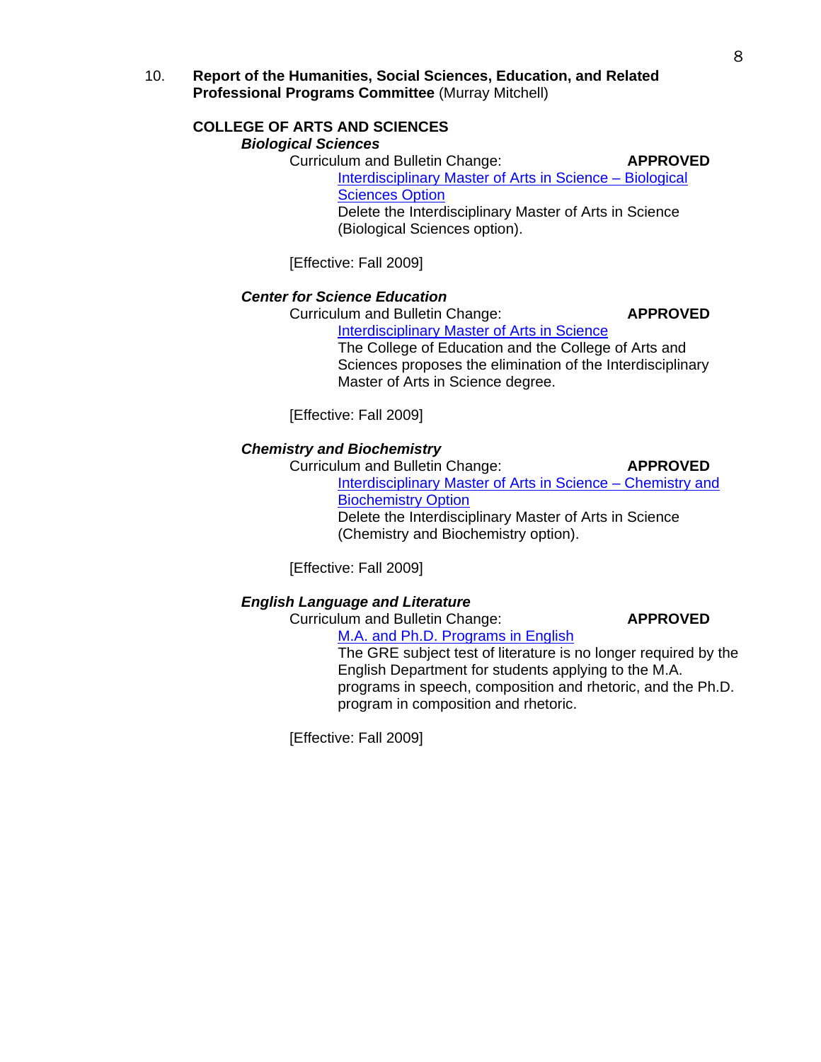10. **Report of the Humanities, Social Sciences, Education, and Related Professional Programs Committee** (Murray Mitchell)

**COLLEGE OF ARTS AND SCIENCES**

***Biological Sciences***

Curriculum and Bulletin Change: **APPROVED**

Interdisciplinary Master of Arts in Science – Biological Sciences Option

Delete the Interdisciplinary Master of Arts in Science (Biological Sciences option).

[Effective: Fall 2009]

***Center for Science Education***

Curriculum and Bulletin Change: **APPROVED**

Interdisciplinary Master of Arts in Science

The College of Education and the College of Arts and Sciences proposes the elimination of the Interdisciplinary Master of Arts in Science degree.

[Effective: Fall 2009]

***Chemistry and Biochemistry***

Curriculum and Bulletin Change: **APPROVED**

Interdisciplinary Master of Arts in Science – Chemistry and Biochemistry Option

Delete the Interdisciplinary Master of Arts in Science (Chemistry and Biochemistry option).

[Effective: Fall 2009]

***English Language and Literature***

Curriculum and Bulletin Change: **APPROVED**

M.A. and Ph.D. Programs in English

The GRE subject test of literature is no longer required by the English Department for students applying to the M.A. programs in speech, composition and rhetoric, and the Ph.D. program in composition and rhetoric.

[Effective: Fall 2009]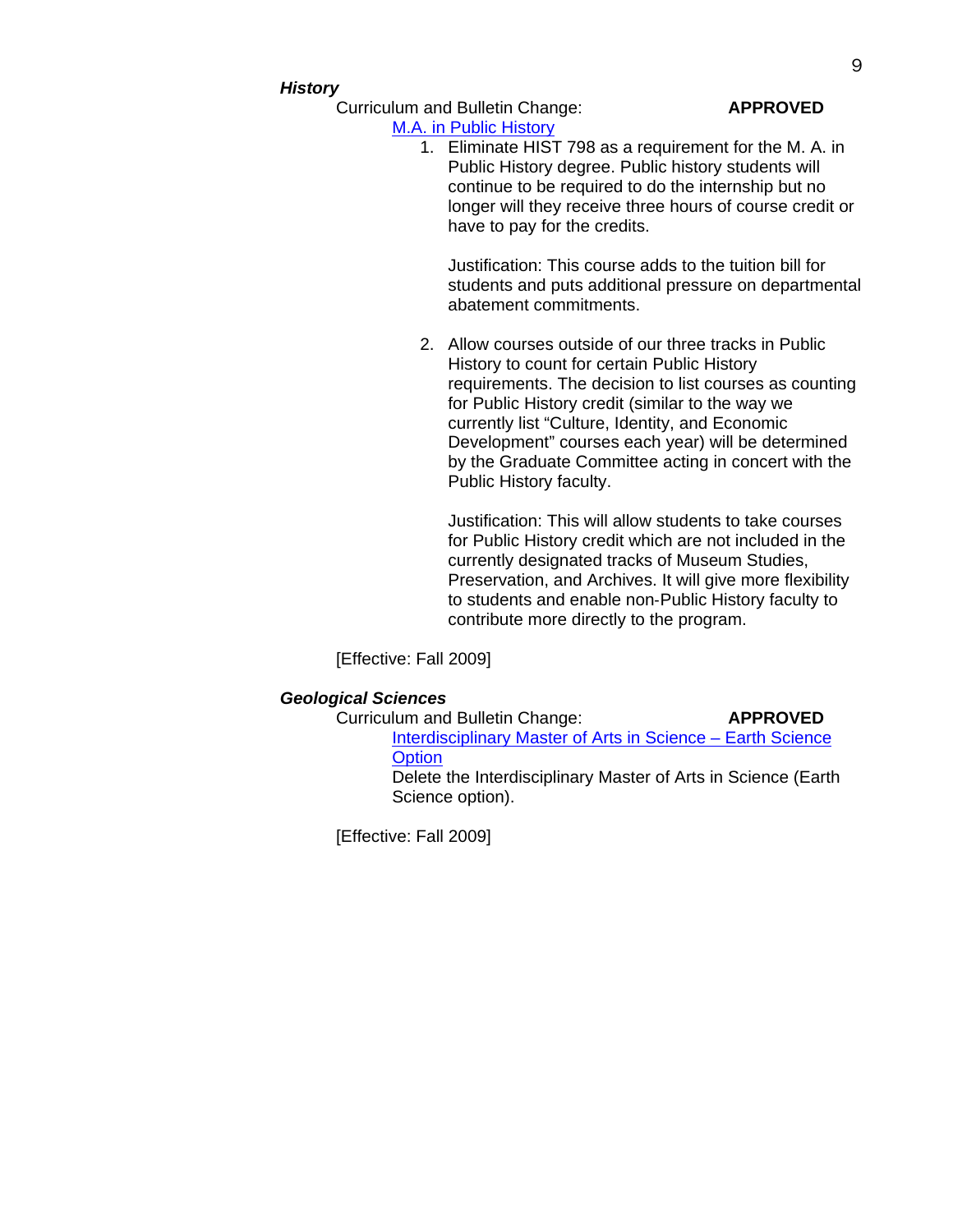***History***

Curriculum and Bulletin Change: **APPROVED**

[M.A. in Public History]

1. Eliminate HIST 798 as a requirement for the M. A. in Public History degree. Public history students will continue to be required to do the internship but no longer will they receive three hours of course credit or have to pay for the credits.

   Justification: This course adds to the tuition bill for students and puts additional pressure on departmental abatement commitments.

2. Allow courses outside of our three tracks in Public History to count for certain Public History requirements. The decision to list courses as counting for Public History credit (similar to the way we currently list "Culture, Identity, and Economic Development" courses each year) will be determined by the Graduate Committee acting in concert with the Public History faculty.

   Justification: This will allow students to take courses for Public History credit which are not included in the currently designated tracks of Museum Studies, Preservation, and Archives. It will give more flexibility to students and enable non-Public History faculty to contribute more directly to the program.

[Effective: Fall 2009]

***Geological Sciences***

Curriculum and Bulletin Change: **APPROVED**

[Interdisciplinary Master of Arts in Science – Earth Science Option]

Delete the Interdisciplinary Master of Arts in Science (Earth Science option).

[Effective: Fall 2009]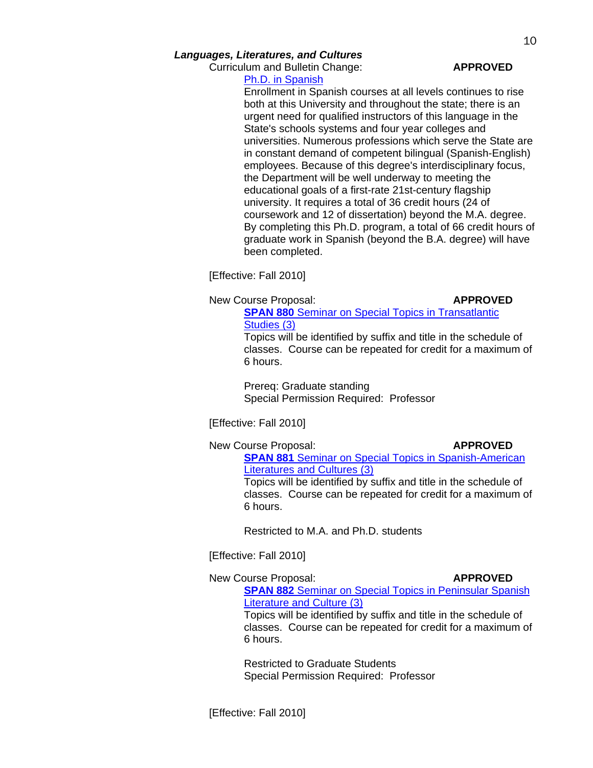***Languages, Literatures, and Cultures***

Curriculum and Bulletin Change: **APPROVED**

Ph.D. in Spanish

Enrollment in Spanish courses at all levels continues to rise both at this University and throughout the state; there is an urgent need for qualified instructors of this language in the State's schools systems and four year colleges and universities. Numerous professions which serve the State are in constant demand of competent bilingual (Spanish-English) employees. Because of this degree's interdisciplinary focus, the Department will be well underway to meeting the educational goals of a first-rate 21st-century flagship university. It requires a total of 36 credit hours (24 of coursework and 12 of dissertation) beyond the M.A. degree. By completing this Ph.D. program, a total of 66 credit hours of graduate work in Spanish (beyond the B.A. degree) will have been completed.

[Effective: Fall 2010]

New Course Proposal: **APPROVED**

**SPAN 880** Seminar on Special Topics in Transatlantic Studies (3)

Topics will be identified by suffix and title in the schedule of classes. Course can be repeated for credit for a maximum of 6 hours.

Prereq: Graduate standing
Special Permission Required: Professor

[Effective: Fall 2010]

New Course Proposal: **APPROVED**

**SPAN 881** Seminar on Special Topics in Spanish-American Literatures and Cultures (3)

Topics will be identified by suffix and title in the schedule of classes. Course can be repeated for credit for a maximum of 6 hours.

Restricted to M.A. and Ph.D. students

[Effective: Fall 2010]

New Course Proposal: **APPROVED**

**SPAN 882** Seminar on Special Topics in Peninsular Spanish Literature and Culture (3)

Topics will be identified by suffix and title in the schedule of classes. Course can be repeated for credit for a maximum of 6 hours.

Restricted to Graduate Students
Special Permission Required: Professor

[Effective: Fall 2010]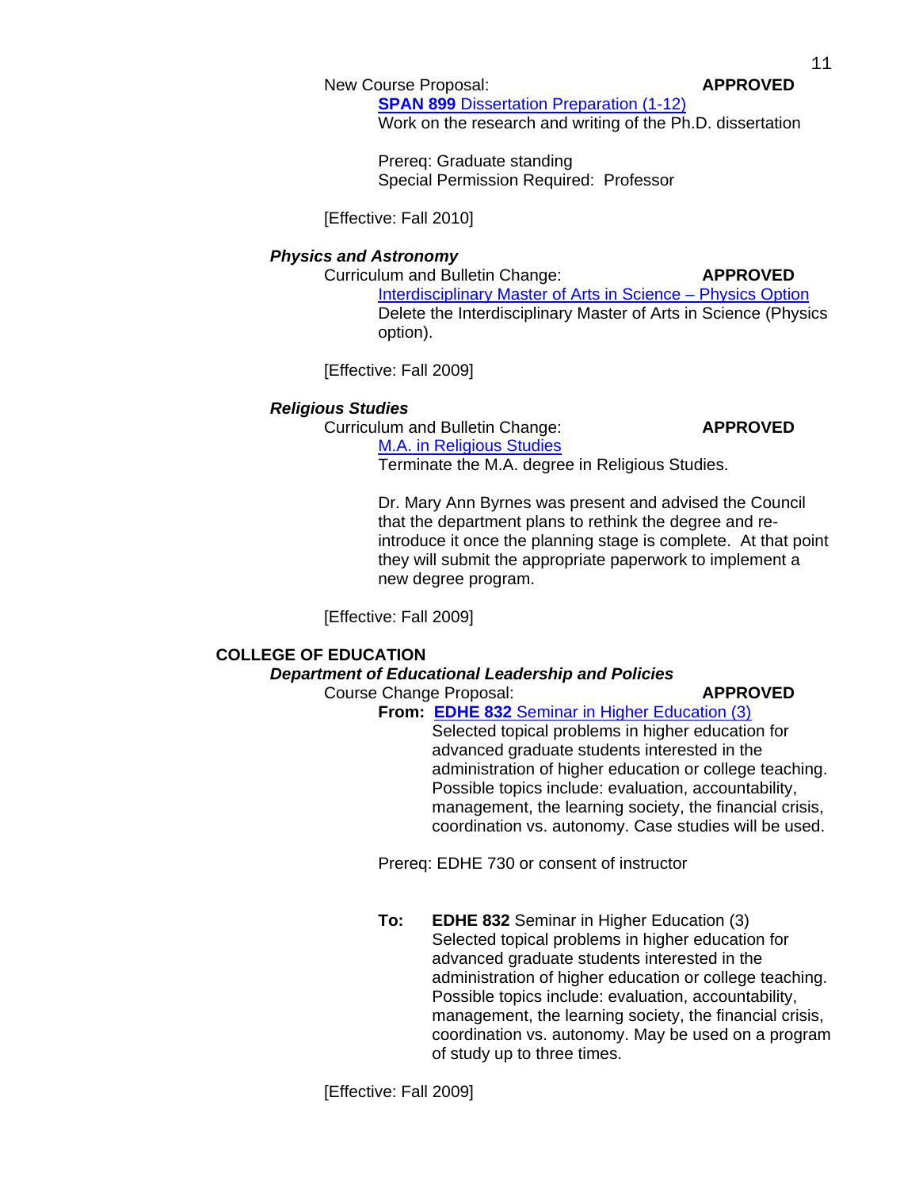New Course Proposal: **APPROVED**

**SPAN 899** Dissertation Preparation (1-12)
Work on the research and writing of the Ph.D. dissertation

Prereq: Graduate standing
Special Permission Required: Professor

[Effective: Fall 2010]

***Physics and Astronomy***

Curriculum and Bulletin Change: **APPROVED**

Interdisciplinary Master of Arts in Science – Physics Option
Delete the Interdisciplinary Master of Arts in Science (Physics option).

[Effective: Fall 2009]

***Religious Studies***

Curriculum and Bulletin Change: **APPROVED**

M.A. in Religious Studies
Terminate the M.A. degree in Religious Studies.

Dr. Mary Ann Byrnes was present and advised the Council that the department plans to rethink the degree and re-introduce it once the planning stage is complete. At that point they will submit the appropriate paperwork to implement a new degree program.

[Effective: Fall 2009]

## COLLEGE OF EDUCATION

***Department of Educational Leadership and Policies***

Course Change Proposal: **APPROVED**

**From:** **EDHE 832** Seminar in Higher Education (3)
Selected topical problems in higher education for advanced graduate students interested in the administration of higher education or college teaching. Possible topics include: evaluation, accountability, management, the learning society, the financial crisis, coordination vs. autonomy. Case studies will be used.

Prereq: EDHE 730 or consent of instructor

**To:** **EDHE 832** Seminar in Higher Education (3)
Selected topical problems in higher education for advanced graduate students interested in the administration of higher education or college teaching. Possible topics include: evaluation, accountability, management, the learning society, the financial crisis, coordination vs. autonomy. May be used on a program of study up to three times.

[Effective: Fall 2009]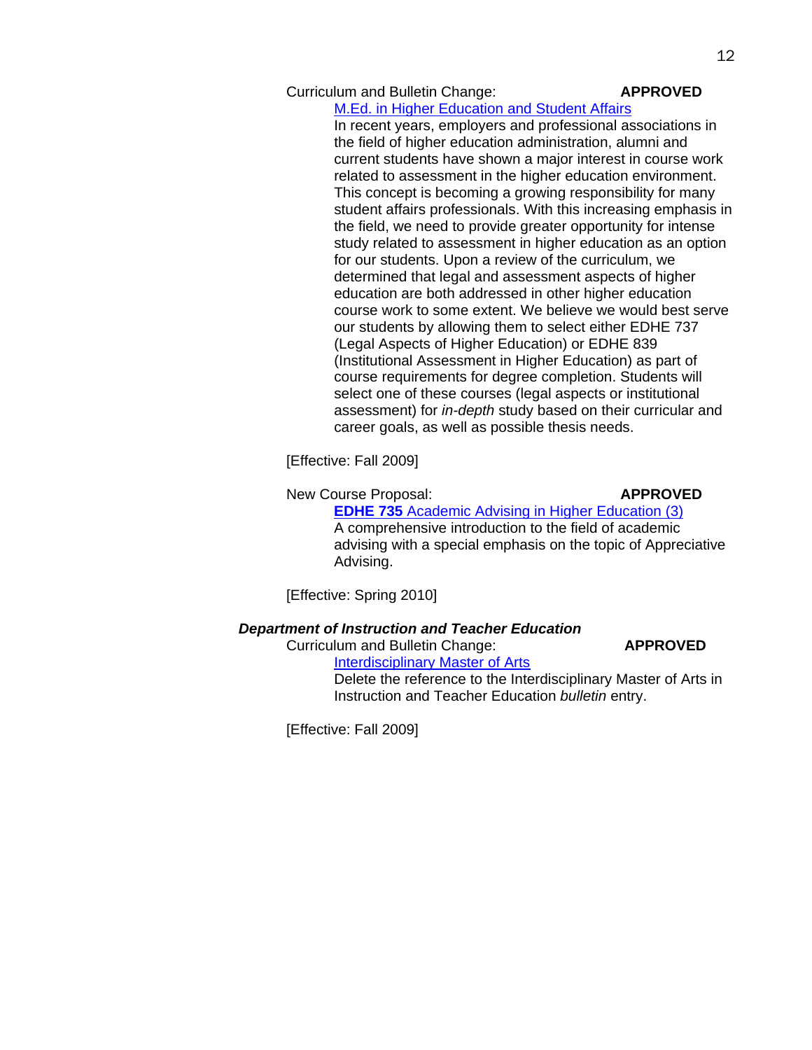Curriculum and Bulletin Change: **APPROVED**

M.Ed. in Higher Education and Student Affairs

In recent years, employers and professional associations in the field of higher education administration, alumni and current students have shown a major interest in course work related to assessment in the higher education environment. This concept is becoming a growing responsibility for many student affairs professionals. With this increasing emphasis in the field, we need to provide greater opportunity for intense study related to assessment in higher education as an option for our students. Upon a review of the curriculum, we determined that legal and assessment aspects of higher education are both addressed in other higher education course work to some extent. We believe we would best serve our students by allowing them to select either EDHE 737 (Legal Aspects of Higher Education) or EDHE 839 (Institutional Assessment in Higher Education) as part of course requirements for degree completion. Students will select one of these courses (legal aspects or institutional assessment) for *in-depth* study based on their curricular and career goals, as well as possible thesis needs.

[Effective: Fall 2009]

New Course Proposal: **APPROVED**

**EDHE 735** Academic Advising in Higher Education (3)

A comprehensive introduction to the field of academic advising with a special emphasis on the topic of Appreciative Advising.

[Effective: Spring 2010]

***Department of Instruction and Teacher Education***

Curriculum and Bulletin Change: **APPROVED**

Interdisciplinary Master of Arts

Delete the reference to the Interdisciplinary Master of Arts in Instruction and Teacher Education *bulletin* entry.

[Effective: Fall 2009]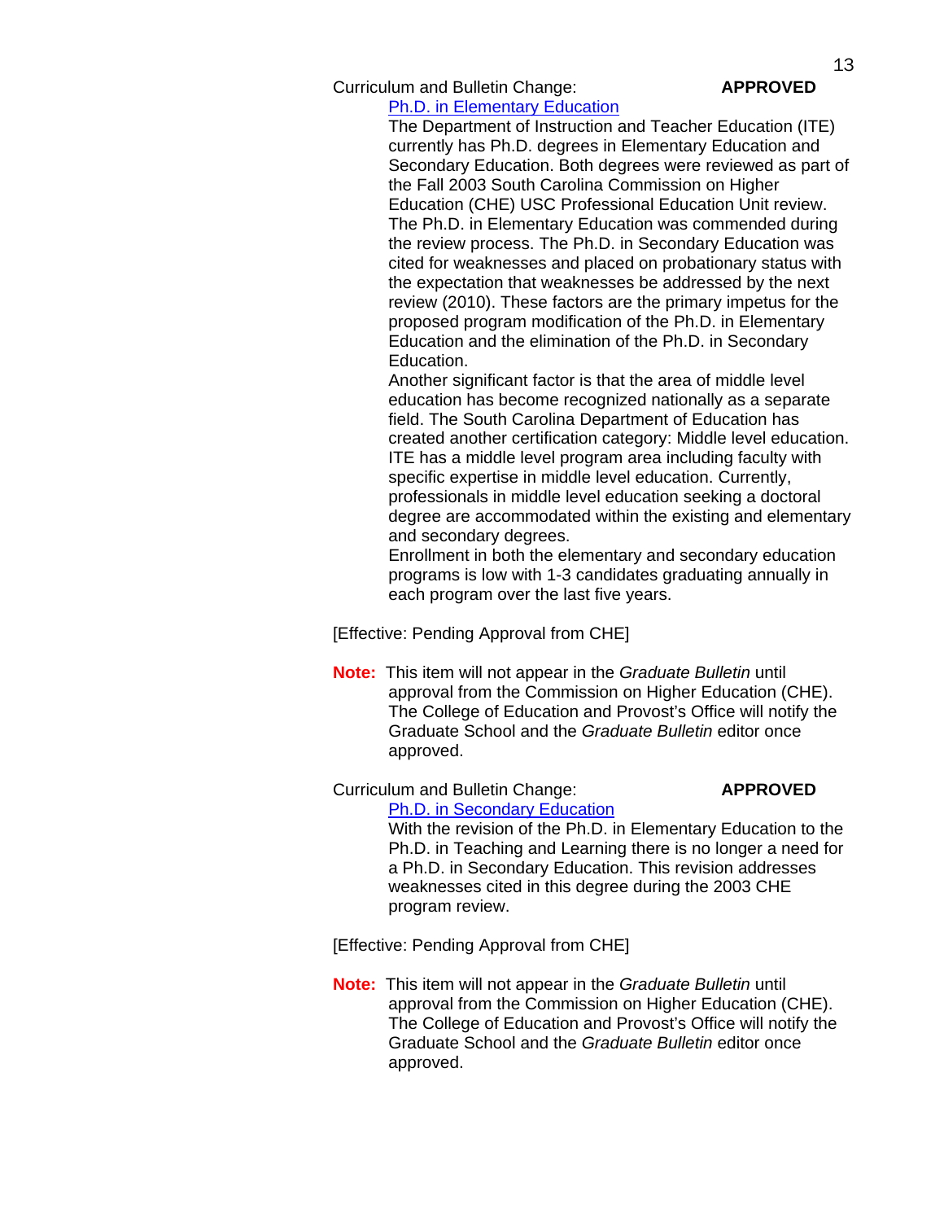Curriculum and Bulletin Change: **APPROVED**

Ph.D. in Elementary Education

The Department of Instruction and Teacher Education (ITE) currently has Ph.D. degrees in Elementary Education and Secondary Education. Both degrees were reviewed as part of the Fall 2003 South Carolina Commission on Higher Education (CHE) USC Professional Education Unit review. The Ph.D. in Elementary Education was commended during the review process. The Ph.D. in Secondary Education was cited for weaknesses and placed on probationary status with the expectation that weaknesses be addressed by the next review (2010). These factors are the primary impetus for the proposed program modification of the Ph.D. in Elementary Education and the elimination of the Ph.D. in Secondary Education.

Another significant factor is that the area of middle level education has become recognized nationally as a separate field. The South Carolina Department of Education has created another certification category: Middle level education. ITE has a middle level program area including faculty with specific expertise in middle level education. Currently, professionals in middle level education seeking a doctoral degree are accommodated within the existing and elementary and secondary degrees.

Enrollment in both the elementary and secondary education programs is low with 1-3 candidates graduating annually in each program over the last five years.

[Effective: Pending Approval from CHE]

**Note:** This item will not appear in the *Graduate Bulletin* until approval from the Commission on Higher Education (CHE). The College of Education and Provost's Office will notify the Graduate School and the *Graduate Bulletin* editor once approved.

Curriculum and Bulletin Change: **APPROVED**

Ph.D. in Secondary Education

With the revision of the Ph.D. in Elementary Education to the Ph.D. in Teaching and Learning there is no longer a need for a Ph.D. in Secondary Education. This revision addresses weaknesses cited in this degree during the 2003 CHE program review.

[Effective: Pending Approval from CHE]

**Note:** This item will not appear in the *Graduate Bulletin* until approval from the Commission on Higher Education (CHE). The College of Education and Provost's Office will notify the Graduate School and the *Graduate Bulletin* editor once approved.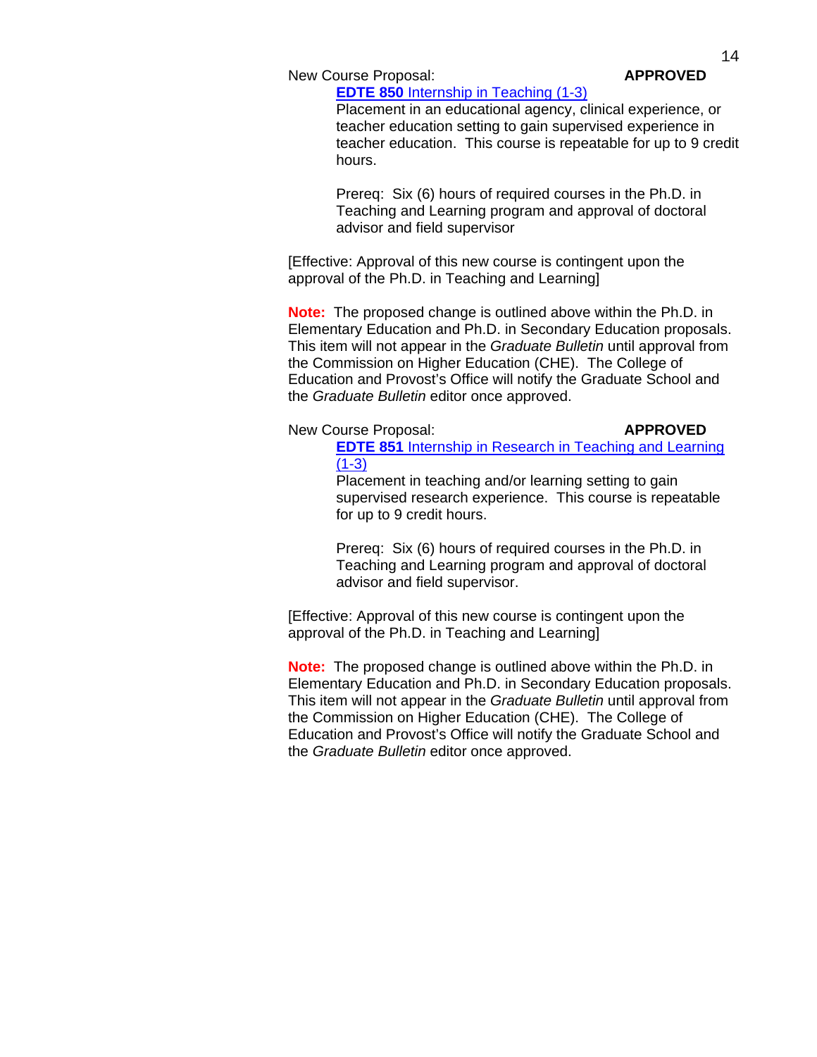New Course Proposal: **APPROVED**

> **EDTE 850** Internship in Teaching (1-3)
> Placement in an educational agency, clinical experience, or teacher education setting to gain supervised experience in teacher education. This course is repeatable for up to 9 credit hours.
>
> Prereq: Six (6) hours of required courses in the Ph.D. in Teaching and Learning program and approval of doctoral advisor and field supervisor

[Effective: Approval of this new course is contingent upon the approval of the Ph.D. in Teaching and Learning]

**Note:** The proposed change is outlined above within the Ph.D. in Elementary Education and Ph.D. in Secondary Education proposals. This item will not appear in the *Graduate Bulletin* until approval from the Commission on Higher Education (CHE). The College of Education and Provost's Office will notify the Graduate School and the *Graduate Bulletin* editor once approved.

New Course Proposal: **APPROVED**

> **EDTE 851** Internship in Research in Teaching and Learning (1-3)
> Placement in teaching and/or learning setting to gain supervised research experience. This course is repeatable for up to 9 credit hours.
>
> Prereq: Six (6) hours of required courses in the Ph.D. in Teaching and Learning program and approval of doctoral advisor and field supervisor.

[Effective: Approval of this new course is contingent upon the approval of the Ph.D. in Teaching and Learning]

**Note:** The proposed change is outlined above within the Ph.D. in Elementary Education and Ph.D. in Secondary Education proposals. This item will not appear in the *Graduate Bulletin* until approval from the Commission on Higher Education (CHE). The College of Education and Provost's Office will notify the Graduate School and the *Graduate Bulletin* editor once approved.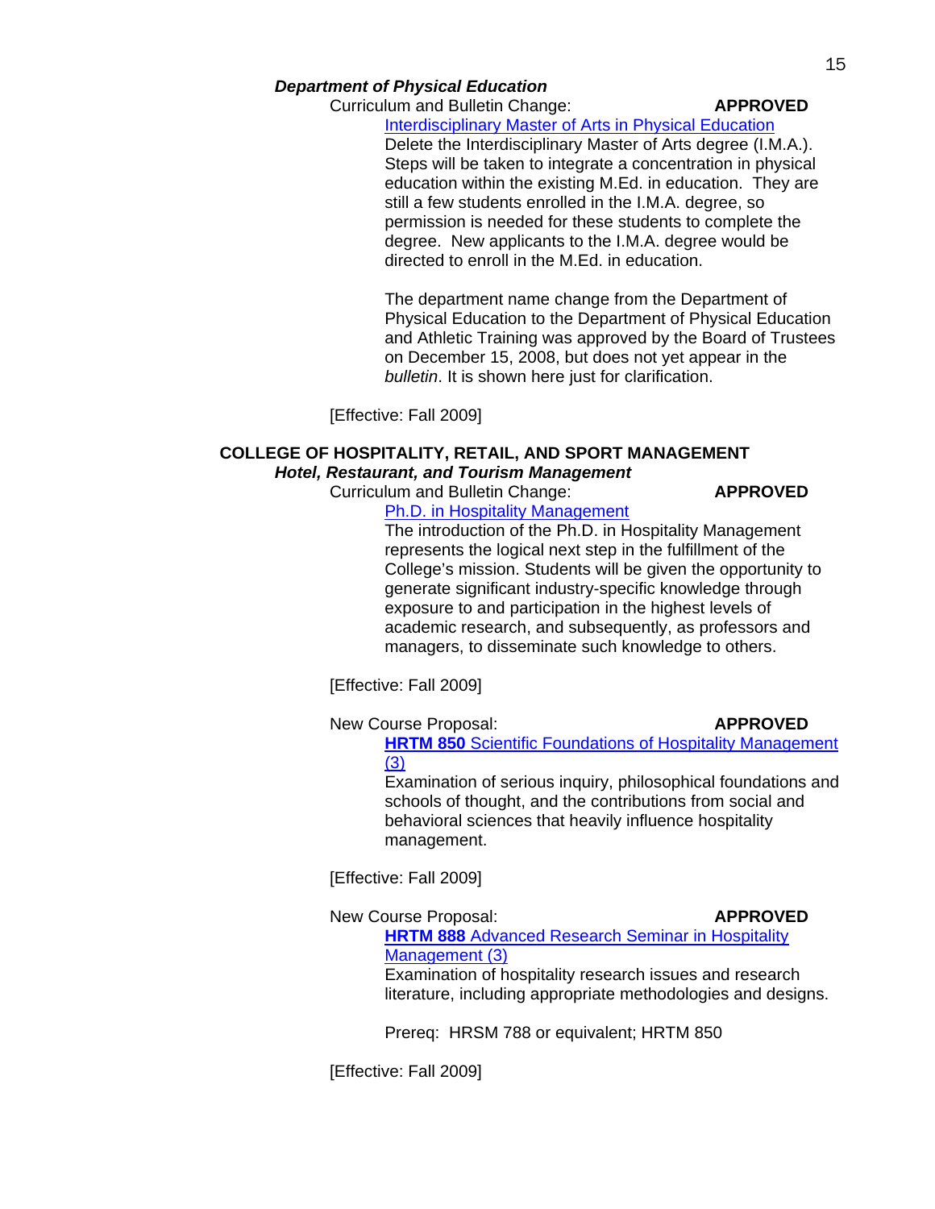***Department of Physical Education***

Curriculum and Bulletin Change: **APPROVED**

Interdisciplinary Master of Arts in Physical Education

Delete the Interdisciplinary Master of Arts degree (I.M.A.). Steps will be taken to integrate a concentration in physical education within the existing M.Ed. in education. They are still a few students enrolled in the I.M.A. degree, so permission is needed for these students to complete the degree. New applicants to the I.M.A. degree would be directed to enroll in the M.Ed. in education.

The department name change from the Department of Physical Education to the Department of Physical Education and Athletic Training was approved by the Board of Trustees on December 15, 2008, but does not yet appear in the *bulletin*. It is shown here just for clarification.

[Effective: Fall 2009]

**COLLEGE OF HOSPITALITY, RETAIL, AND SPORT MANAGEMENT**

***Hotel, Restaurant, and Tourism Management***

Curriculum and Bulletin Change: **APPROVED**

Ph.D. in Hospitality Management

The introduction of the Ph.D. in Hospitality Management represents the logical next step in the fulfillment of the College's mission. Students will be given the opportunity to generate significant industry-specific knowledge through exposure to and participation in the highest levels of academic research, and subsequently, as professors and managers, to disseminate such knowledge to others.

[Effective: Fall 2009]

New Course Proposal: **APPROVED**

**HRTM 850** Scientific Foundations of Hospitality Management (3)

Examination of serious inquiry, philosophical foundations and schools of thought, and the contributions from social and behavioral sciences that heavily influence hospitality management.

[Effective: Fall 2009]

New Course Proposal: **APPROVED**

**HRTM 888** Advanced Research Seminar in Hospitality Management (3)

Examination of hospitality research issues and research literature, including appropriate methodologies and designs.

Prereq: HRSM 788 or equivalent; HRTM 850

[Effective: Fall 2009]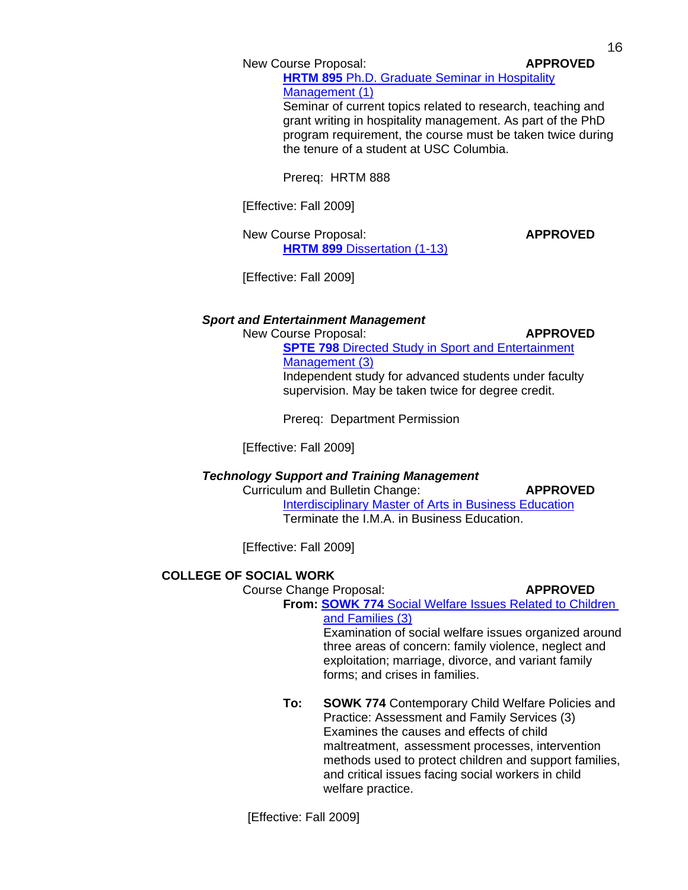New Course Proposal: **APPROVED**

**HRTM 895** Ph.D. Graduate Seminar in Hospitality Management (1)

Seminar of current topics related to research, teaching and grant writing in hospitality management. As part of the PhD program requirement, the course must be taken twice during the tenure of a student at USC Columbia.

Prereq: HRTM 888

[Effective: Fall 2009]

New Course Proposal: **APPROVED**

**HRTM 899** Dissertation (1-13)

[Effective: Fall 2009]

***Sport and Entertainment Management***

New Course Proposal: **APPROVED**

**SPTE 798** Directed Study in Sport and Entertainment Management (3)

Independent study for advanced students under faculty supervision. May be taken twice for degree credit.

Prereq: Department Permission

[Effective: Fall 2009]

***Technology Support and Training Management***

Curriculum and Bulletin Change: **APPROVED**

Interdisciplinary Master of Arts in Business Education

Terminate the I.M.A. in Business Education.

[Effective: Fall 2009]

**COLLEGE OF SOCIAL WORK**

Course Change Proposal: **APPROVED**

**From:** **SOWK 774** Social Welfare Issues Related to Children and Families (3)

Examination of social welfare issues organized around three areas of concern: family violence, neglect and exploitation; marriage, divorce, and variant family forms; and crises in families.

**To:** **SOWK 774** Contemporary Child Welfare Policies and Practice: Assessment and Family Services (3)

Examines the causes and effects of child maltreatment, assessment processes, intervention methods used to protect children and support families, and critical issues facing social workers in child welfare practice.

[Effective: Fall 2009]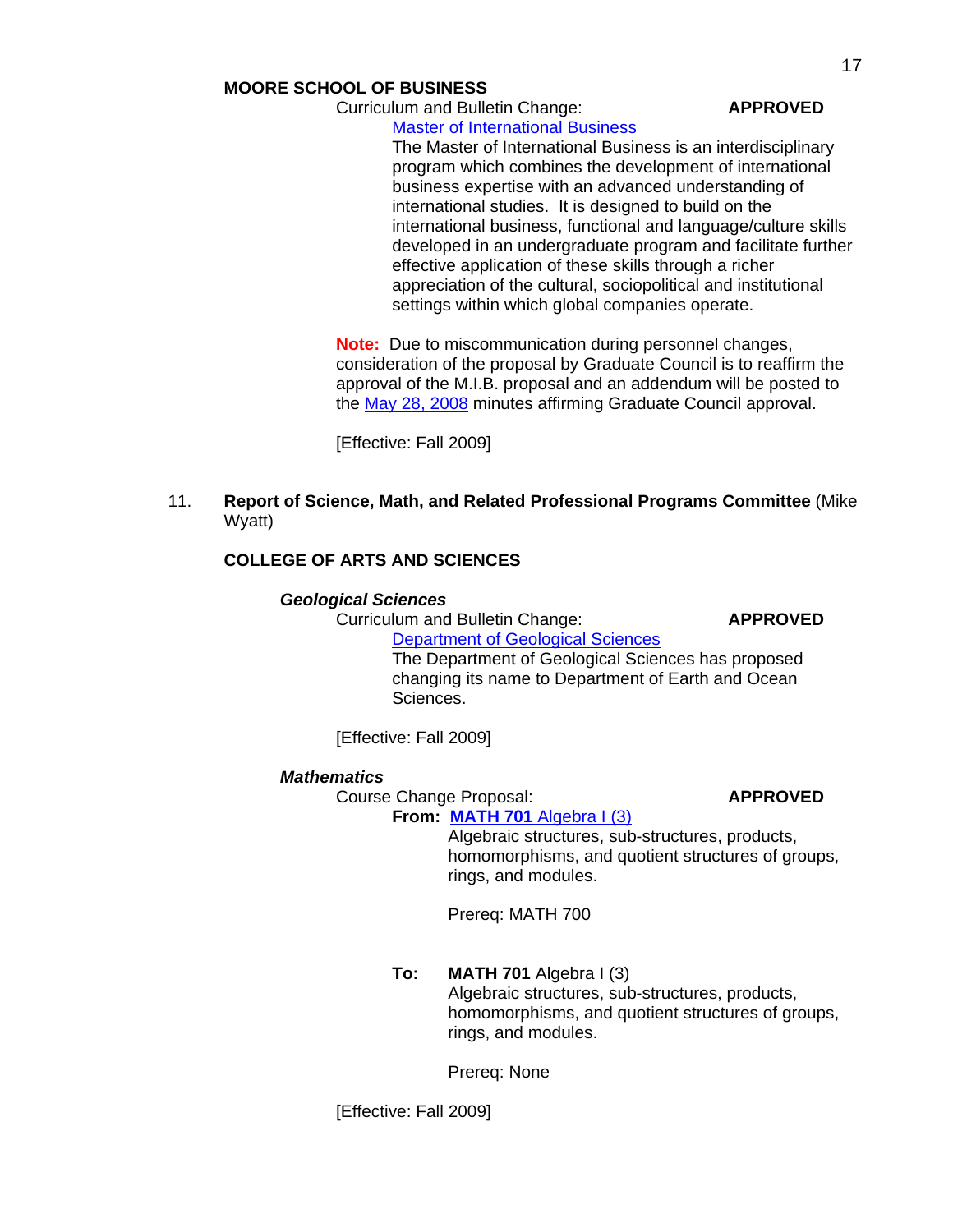**MOORE SCHOOL OF BUSINESS**

Curriculum and Bulletin Change: **APPROVED**

Master of International Business

The Master of International Business is an interdisciplinary program which combines the development of international business expertise with an advanced understanding of international studies. It is designed to build on the international business, functional and language/culture skills developed in an undergraduate program and facilitate further effective application of these skills through a richer appreciation of the cultural, sociopolitical and institutional settings within which global companies operate.

**Note:** Due to miscommunication during personnel changes, consideration of the proposal by Graduate Council is to reaffirm the approval of the M.I.B. proposal and an addendum will be posted to the May 28, 2008 minutes affirming Graduate Council approval.

[Effective: Fall 2009]

11. **Report of Science, Math, and Related Professional Programs Committee** (Mike Wyatt)

**COLLEGE OF ARTS AND SCIENCES**

***Geological Sciences***

Curriculum and Bulletin Change: **APPROVED**

Department of Geological Sciences

The Department of Geological Sciences has proposed changing its name to Department of Earth and Ocean Sciences.

[Effective: Fall 2009]

***Mathematics***

Course Change Proposal: **APPROVED**

**From:** **MATH 701** Algebra I (3)

Algebraic structures, sub-structures, products, homomorphisms, and quotient structures of groups, rings, and modules.

Prereq: MATH 700

**To:** **MATH 701** Algebra I (3)

Algebraic structures, sub-structures, products, homomorphisms, and quotient structures of groups, rings, and modules.

Prereq: None

[Effective: Fall 2009]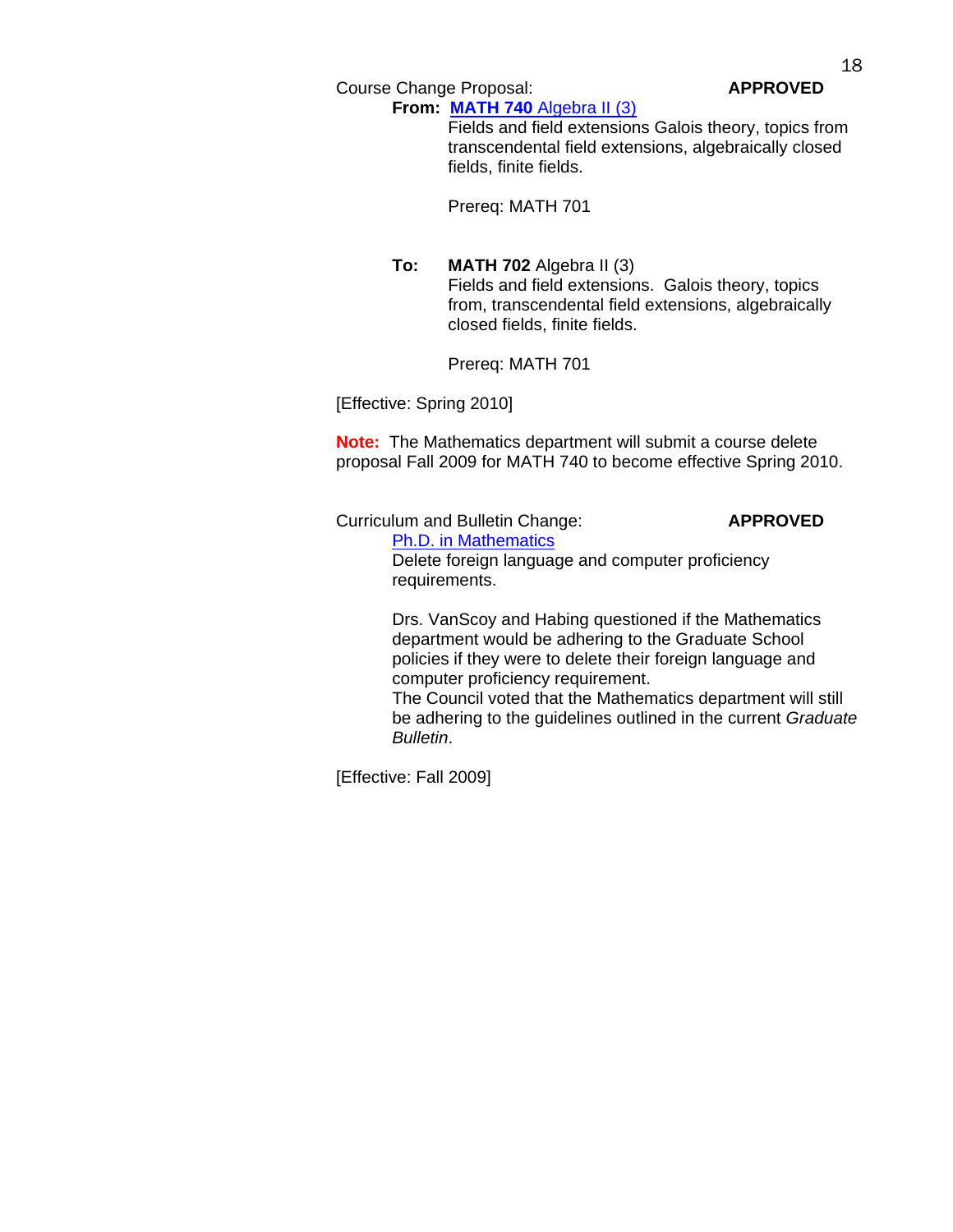Course Change Proposal: **APPROVED**

**From:** **MATH 740** Algebra II (3)

Fields and field extensions Galois theory, topics from transcendental field extensions, algebraically closed fields, finite fields.

Prereq: MATH 701

**To:** **MATH 702** Algebra II (3)

Fields and field extensions. Galois theory, topics from, transcendental field extensions, algebraically closed fields, finite fields.

Prereq: MATH 701

[Effective: Spring 2010]

**Note:** The Mathematics department will submit a course delete proposal Fall 2009 for MATH 740 to become effective Spring 2010.

Curriculum and Bulletin Change: **APPROVED**

Ph.D. in Mathematics

Delete foreign language and computer proficiency requirements.

Drs. VanScoy and Habing questioned if the Mathematics department would be adhering to the Graduate School policies if they were to delete their foreign language and computer proficiency requirement.
The Council voted that the Mathematics department will still be adhering to the guidelines outlined in the current *Graduate Bulletin*.

[Effective: Fall 2009]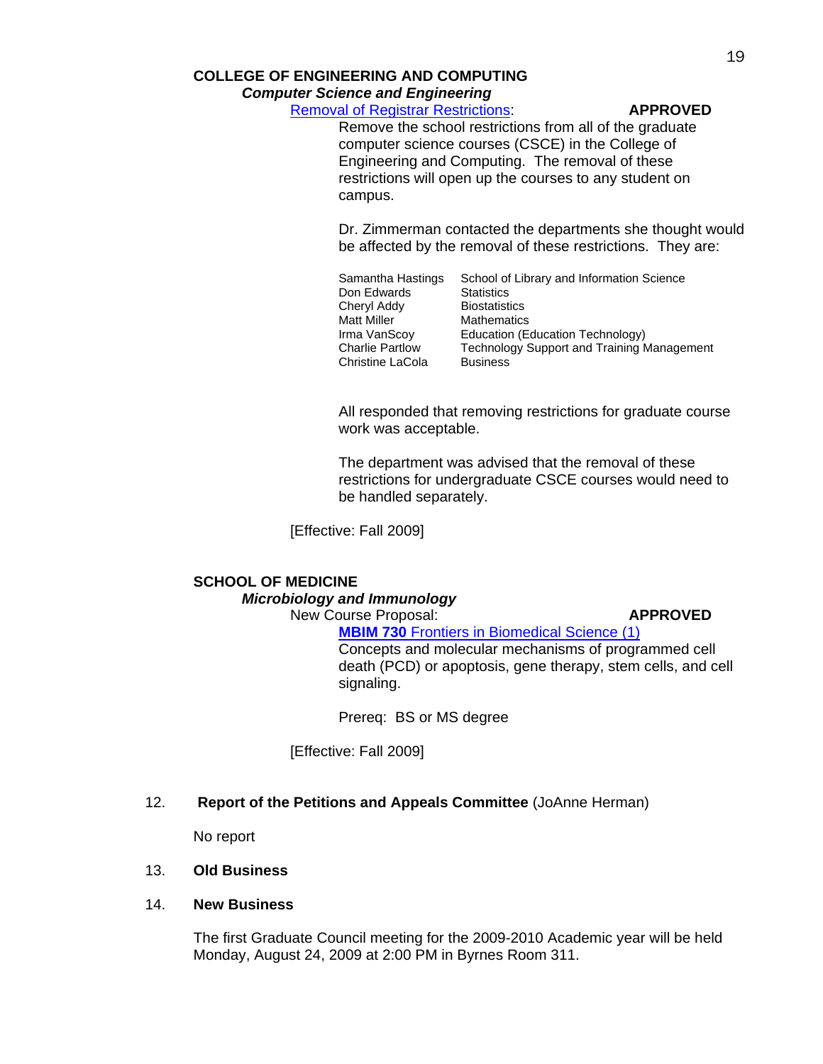**COLLEGE OF ENGINEERING AND COMPUTING**

***Computer Science and Engineering***

Removal of Registrar Restrictions: **APPROVED**

Remove the school restrictions from all of the graduate computer science courses (CSCE) in the College of Engineering and Computing. The removal of these restrictions will open up the courses to any student on campus.

Dr. Zimmerman contacted the departments she thought would be affected by the removal of these restrictions. They are:

| | |
|---|---|
| Samantha Hastings | School of Library and Information Science |
| Don Edwards | Statistics |
| Cheryl Addy | Biostatistics |
| Matt Miller | Mathematics |
| Irma VanScoy | Education (Education Technology) |
| Charlie Partlow | Technology Support and Training Management |
| Christine LaCola | Business |

All responded that removing restrictions for graduate course work was acceptable.

The department was advised that the removal of these restrictions for undergraduate CSCE courses would need to be handled separately.

[Effective: Fall 2009]

**SCHOOL OF MEDICINE**

***Microbiology and Immunology***

New Course Proposal: **APPROVED**

**MBIM 730** Frontiers in Biomedical Science (1)

Concepts and molecular mechanisms of programmed cell death (PCD) or apoptosis, gene therapy, stem cells, and cell signaling.

Prereq: BS or MS degree

[Effective: Fall 2009]

12. **Report of the Petitions and Appeals Committee** (JoAnne Herman)

No report

13. **Old Business**

14. **New Business**

The first Graduate Council meeting for the 2009-2010 Academic year will be held Monday, August 24, 2009 at 2:00 PM in Byrnes Room 311.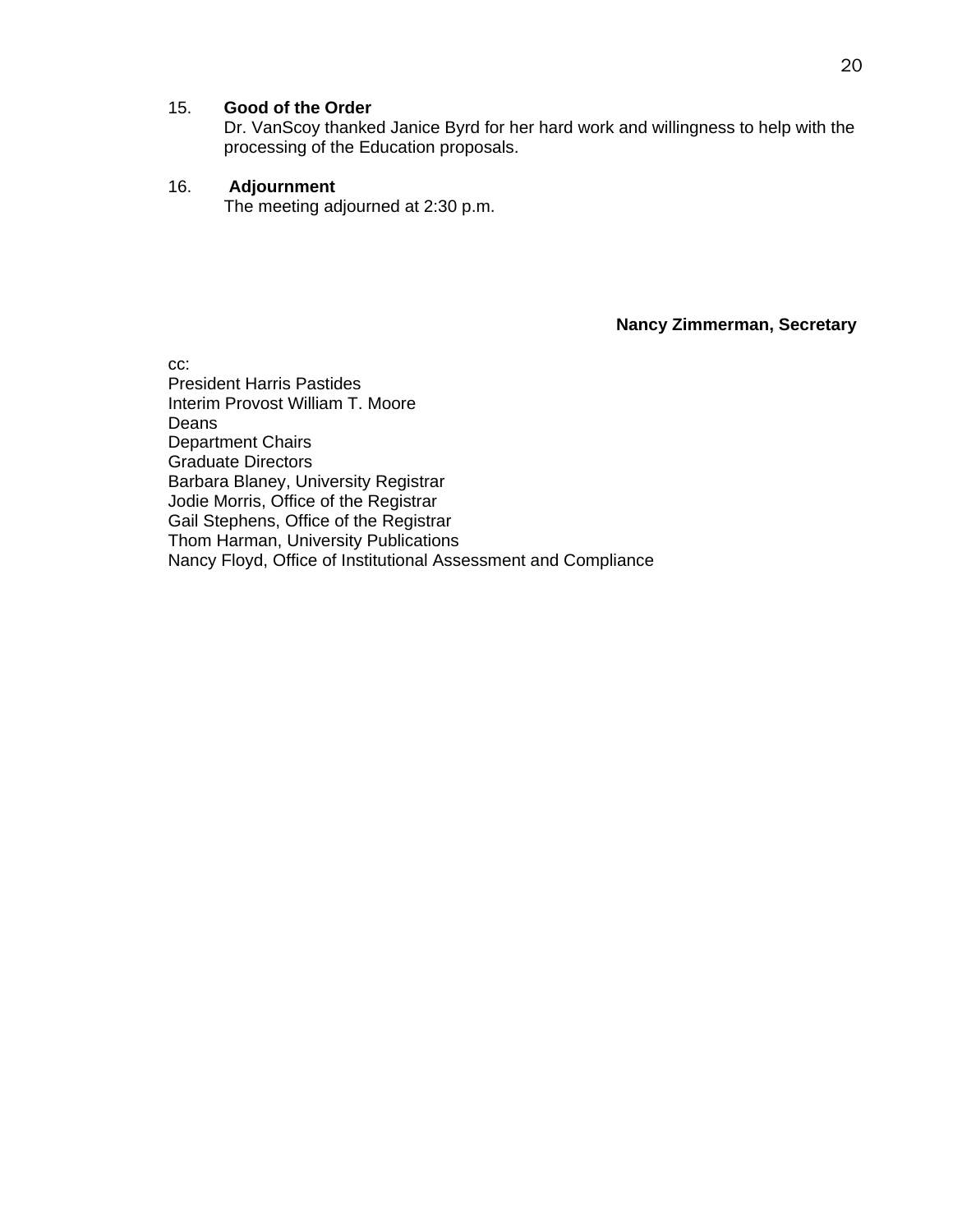15. **Good of the Order**
    Dr. VanScoy thanked Janice Byrd for her hard work and willingness to help with the processing of the Education proposals.

16. **Adjournment**
    The meeting adjourned at 2:30 p.m.

**Nancy Zimmerman, Secretary**

cc:
President Harris Pastides
Interim Provost William T. Moore
Deans
Department Chairs
Graduate Directors
Barbara Blaney, University Registrar
Jodie Morris, Office of the Registrar
Gail Stephens, Office of the Registrar
Thom Harman, University Publications
Nancy Floyd, Office of Institutional Assessment and Compliance